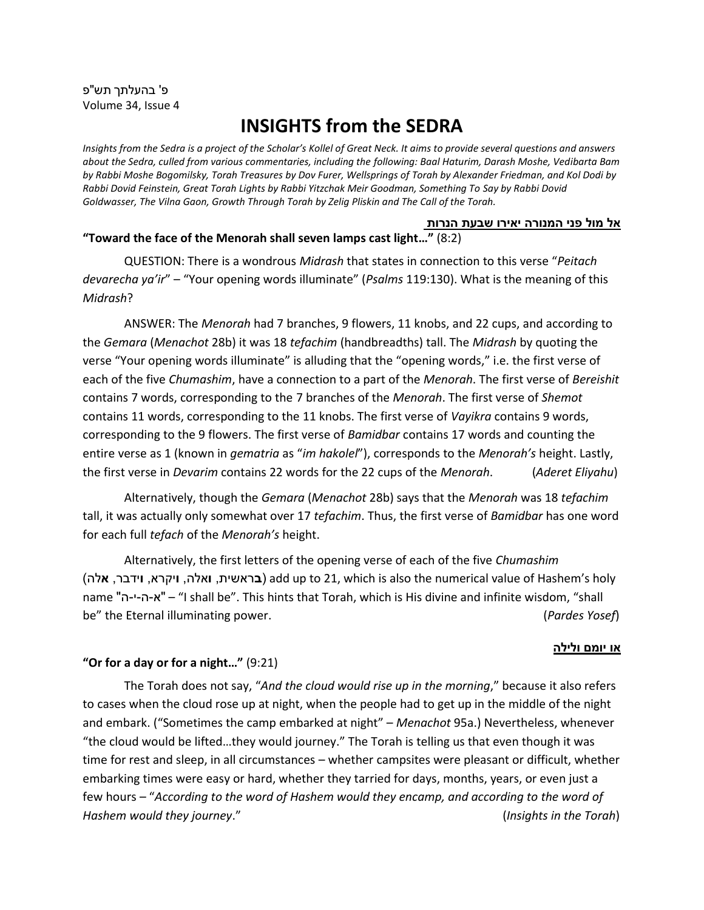פ' בהעלתך תש"פ
Volume 34, Issue 4

# INSIGHTS from the SEDRA

*Insights from the Sedra is a project of the Scholar's Kollel of Great Neck. It aims to provide several questions and answers about the Sedra, culled from various commentaries, including the following: Baal Haturim, Darash Moshe, Vedibarta Bam by Rabbi Moshe Bogomilsky, Torah Treasures by Dov Furer, Wellsprings of Torah by Alexander Friedman, and Kol Dodi by Rabbi Dovid Feinstein, Great Torah Lights by Rabbi Yitzchak Meir Goodman, Something To Say by Rabbi Dovid Goldwasser, The Vilna Gaon, Growth Through Torah by Zelig Pliskin and The Call of the Torah.*

**אל מול פני המנורה יאירו שבעת הנרות**

**"Toward the face of the Menorah shall seven lamps cast light…"** (8:2)

QUESTION: There is a wondrous *Midrash* that states in connection to this verse "*Peitach devarecha ya'ir*" – "Your opening words illuminate" (*Psalms* 119:130). What is the meaning of this *Midrash*?

ANSWER: The *Menorah* had 7 branches, 9 flowers, 11 knobs, and 22 cups, and according to the *Gemara* (*Menachot* 28b) it was 18 *tefachim* (handbreadths) tall. The *Midrash* by quoting the verse "Your opening words illuminate" is alluding that the "opening words," i.e. the first verse of each of the five *Chumashim*, have a connection to a part of the *Menorah*. The first verse of *Bereishit* contains 7 words, corresponding to the 7 branches of the *Menorah*. The first verse of *Shemot* contains 11 words, corresponding to the 11 knobs. The first verse of *Vayikra* contains 9 words, corresponding to the 9 flowers. The first verse of *Bamidbar* contains 17 words and counting the entire verse as 1 (known in *gematria* as "*im hakolel*"), corresponds to the *Menorah's* height. Lastly, the first verse in *Devarim* contains 22 words for the 22 cups of the *Menorah*. (*Aderet Eliyahu*)

Alternatively, though the *Gemara* (*Menachot* 28b) says that the *Menorah* was 18 *tefachim* tall, it was actually only somewhat over 17 *tefachim*. Thus, the first verse of *Bamidbar* has one word for each full *tefach* of the *Menorah's* height.

Alternatively, the first letters of the opening verse of each of the five *Chumashim* (**ב**ראשית, **ו**אלה, **ו**יקרא, **ו**ידבר, **א**לה) add up to 21, which is also the numerical value of Hashem's holy name "א-ה-י-ה" – "I shall be". This hints that Torah, which is His divine and infinite wisdom, "shall be" the Eternal illuminating power. (*Pardes Yosef*)

**או יומם ולילה**

**"Or for a day or for a night…"** (9:21)

The Torah does not say, "*And the cloud would rise up in the morning*," because it also refers to cases when the cloud rose up at night, when the people had to get up in the middle of the night and embark. ("Sometimes the camp embarked at night" – *Menachot* 95a.) Nevertheless, whenever "the cloud would be lifted…they would journey." The Torah is telling us that even though it was time for rest and sleep, in all circumstances – whether campsites were pleasant or difficult, whether embarking times were easy or hard, whether they tarried for days, months, years, or even just a few hours – "*According to the word of Hashem would they encamp, and according to the word of Hashem would they journey*." (*Insights in the Torah*)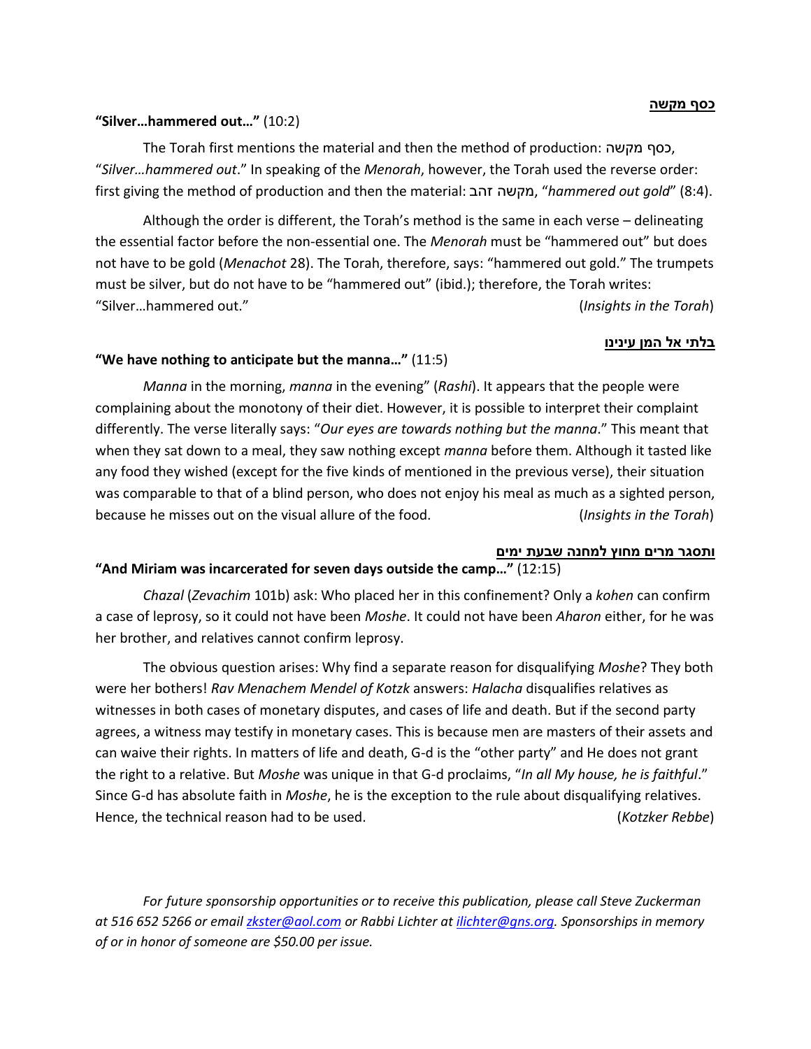**<u>כסף מקשה</u>**

**"Silver…hammered out…"** (10:2)

The Torah first mentions the material and then the method of production: כסף מקשה, "*Silver…hammered out*." In speaking of the *Menorah*, however, the Torah used the reverse order: first giving the method of production and then the material: מקשה זהב, "*hammered out gold*" (8:4).

Although the order is different, the Torah's method is the same in each verse – delineating the essential factor before the non-essential one. The *Menorah* must be "hammered out" but does not have to be gold (*Menachot* 28). The Torah, therefore, says: "hammered out gold." The trumpets must be silver, but do not have to be "hammered out" (ibid.); therefore, the Torah writes: "Silver…hammered out." (*Insights in the Torah*)

**<u>בלתי אל המן עינינו</u>**

**"We have nothing to anticipate but the manna…"** (11:5)

*Manna* in the morning, *manna* in the evening" (*Rashi*). It appears that the people were complaining about the monotony of their diet. However, it is possible to interpret their complaint differently. The verse literally says: "*Our eyes are towards nothing but the manna*." This meant that when they sat down to a meal, they saw nothing except *manna* before them. Although it tasted like any food they wished (except for the five kinds of mentioned in the previous verse), their situation was comparable to that of a blind person, who does not enjoy his meal as much as a sighted person, because he misses out on the visual allure of the food. (*Insights in the Torah*)

**<u>ותסגר מרים מחוץ למחנה שבעת ימים</u>**

**"And Miriam was incarcerated for seven days outside the camp…"** (12:15)

*Chazal* (*Zevachim* 101b) ask: Who placed her in this confinement? Only a *kohen* can confirm a case of leprosy, so it could not have been *Moshe*. It could not have been *Aharon* either, for he was her brother, and relatives cannot confirm leprosy.

The obvious question arises: Why find a separate reason for disqualifying *Moshe*? They both were her bothers! *Rav Menachem Mendel of Kotzk* answers: *Halacha* disqualifies relatives as witnesses in both cases of monetary disputes, and cases of life and death. But if the second party agrees, a witness may testify in monetary cases. This is because men are masters of their assets and can waive their rights. In matters of life and death, G-d is the "other party" and He does not grant the right to a relative. But *Moshe* was unique in that G-d proclaims, "*In all My house, he is faithful*." Since G-d has absolute faith in *Moshe*, he is the exception to the rule about disqualifying relatives. Hence, the technical reason had to be used. (*Kotzker Rebbe*)

*For future sponsorship opportunities or to receive this publication, please call Steve Zuckerman at 516 652 5266 or email zkster@aol.com or Rabbi Lichter at ilichter@gns.org. Sponsorships in memory of or in honor of someone are $50.00 per issue.*